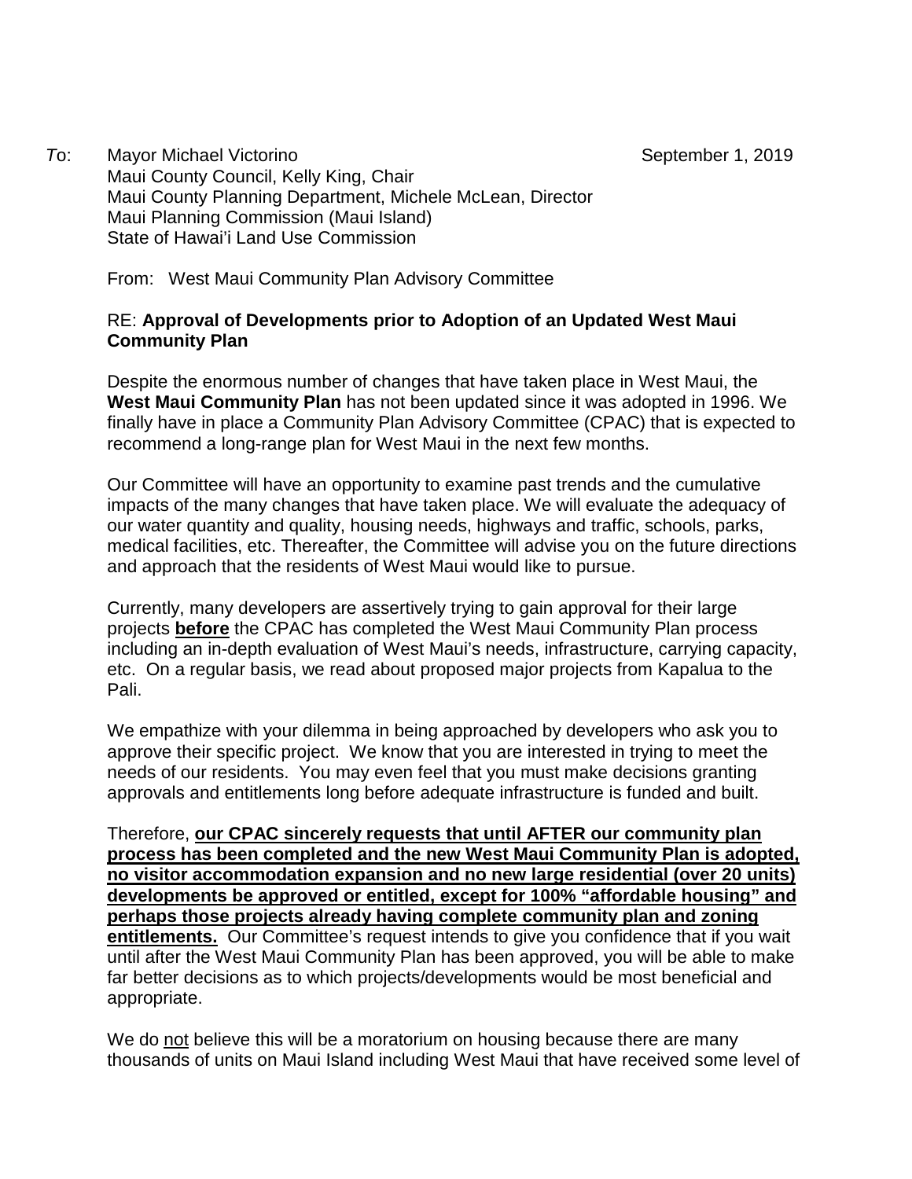*To*: Mayor Michael Victorino  
Maui County Council, Kelly King, Chair  
Maui County Planning Department, Michele McLean, Director  
Maui Planning Commission (Maui Island)  
State of Hawai'i Land Use Commission

September 1, 2019

From: West Maui Community Plan Advisory Committee

RE: **Approval of Developments prior to Adoption of an Updated West Maui Community Plan**

Despite the enormous number of changes that have taken place in West Maui, the **West Maui Community Plan** has not been updated since it was adopted in 1996. We finally have in place a Community Plan Advisory Committee (CPAC) that is expected to recommend a long-range plan for West Maui in the next few months.

Our Committee will have an opportunity to examine past trends and the cumulative impacts of the many changes that have taken place. We will evaluate the adequacy of our water quantity and quality, housing needs, highways and traffic, schools, parks, medical facilities, etc. Thereafter, the Committee will advise you on the future directions and approach that the residents of West Maui would like to pursue.

Currently, many developers are assertively trying to gain approval for their large projects **before** the CPAC has completed the West Maui Community Plan process including an in-depth evaluation of West Maui's needs, infrastructure, carrying capacity, etc. On a regular basis, we read about proposed major projects from Kapalua to the Pali.

We empathize with your dilemma in being approached by developers who ask you to approve their specific project. We know that you are interested in trying to meet the needs of our residents. You may even feel that you must make decisions granting approvals and entitlements long before adequate infrastructure is funded and built.

Therefore, **our CPAC sincerely requests that until AFTER our community plan process has been completed and the new West Maui Community Plan is adopted, no visitor accommodation expansion and no new large residential (over 20 units) developments be approved or entitled, except for 100% "affordable housing" and perhaps those projects already having complete community plan and zoning entitlements.** Our Committee's request intends to give you confidence that if you wait until after the West Maui Community Plan has been approved, you will be able to make far better decisions as to which projects/developments would be most beneficial and appropriate.

We do not believe this will be a moratorium on housing because there are many thousands of units on Maui Island including West Maui that have received some level of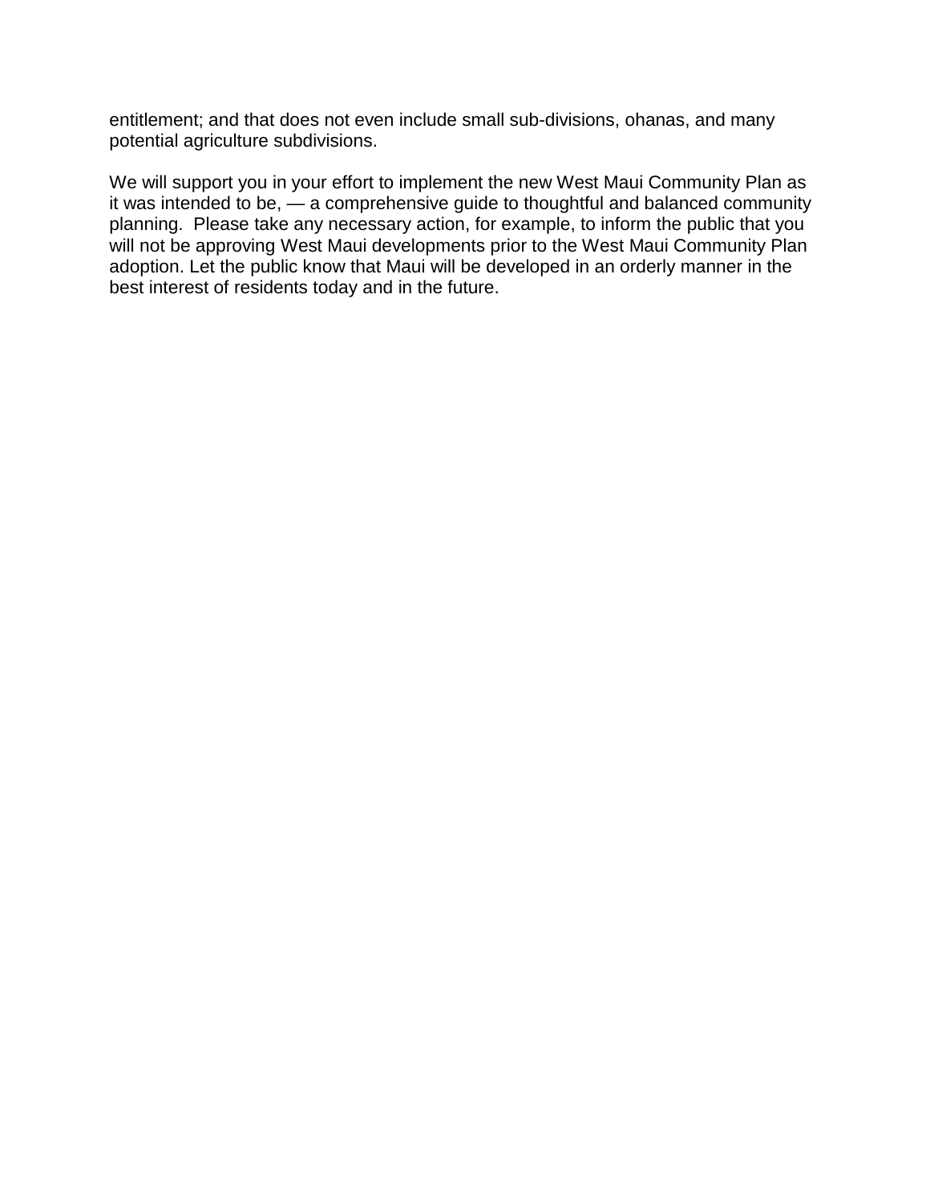entitlement; and that does not even include small sub-divisions, ohanas, and many potential agriculture subdivisions.

We will support you in your effort to implement the new West Maui Community Plan as it was intended to be, — a comprehensive guide to thoughtful and balanced community planning. Please take any necessary action, for example, to inform the public that you will not be approving West Maui developments prior to the West Maui Community Plan adoption. Let the public know that Maui will be developed in an orderly manner in the best interest of residents today and in the future.